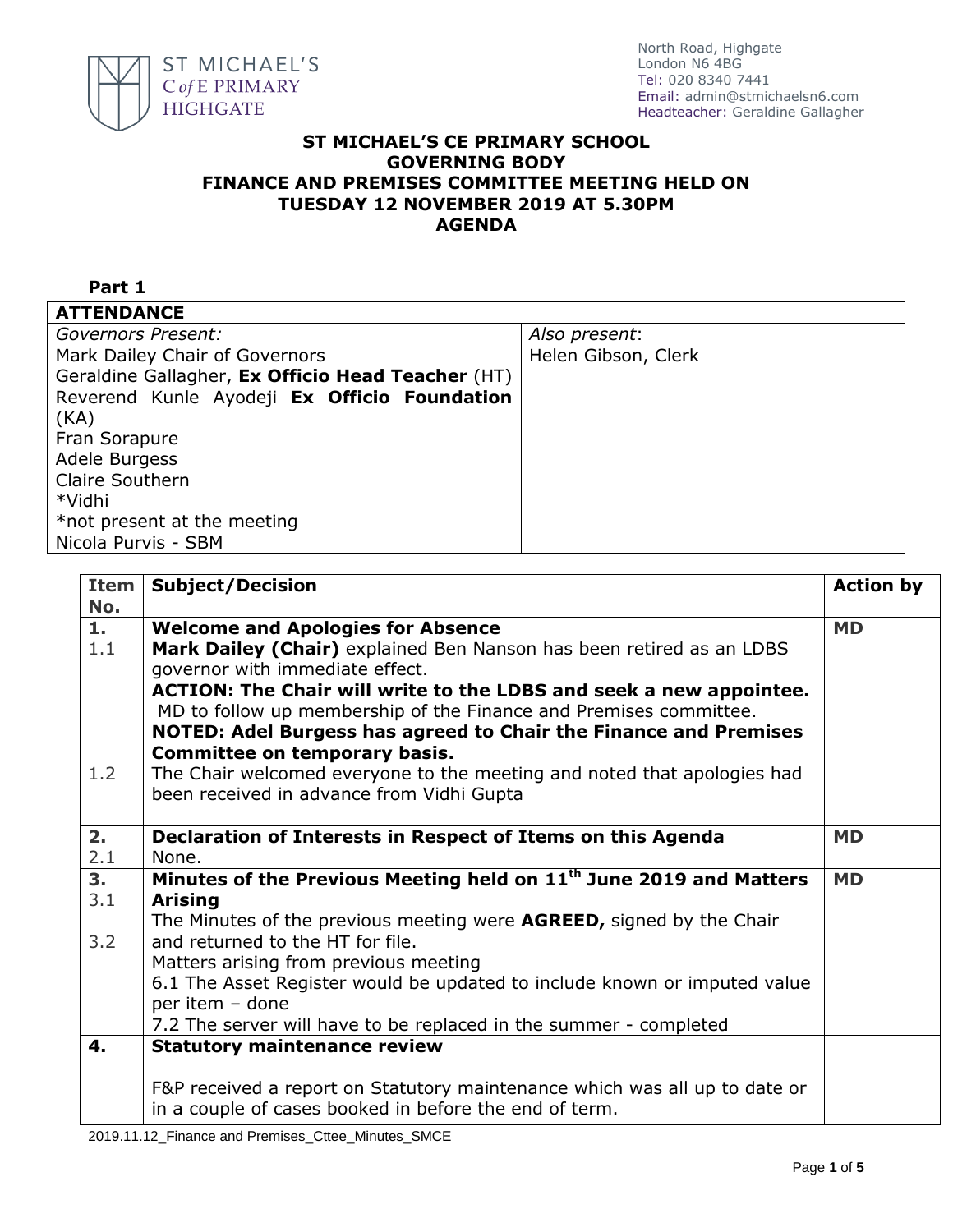ST MICHAEL'S C of E PRIMARY HIGHGATE

North Road, Highgate
London N6 4BG
Tel: 020 8340 7441
Email: admin@stmichaelsn6.com
Headteacher: Geraldine Gallagher

**ST MICHAEL'S CE PRIMARY SCHOOL**
**GOVERNING BODY**
**FINANCE AND PREMISES COMMITTEE MEETING HELD ON**
**TUESDAY 12 NOVEMBER 2019 AT 5.30PM**
**AGENDA**

**Part 1**

| **ATTENDANCE** | |
|---|---|
| *Governors Present:*<br>Mark Dailey Chair of Governors<br>Geraldine Gallagher, **Ex Officio Head Teacher** (HT)<br>Reverend Kunle Ayodeji **Ex Officio Foundation** (KA)<br>Fran Sorapure<br>Adele Burgess<br>Claire Southern<br>*Vidhi<br>*not present at the meeting<br>Nicola Purvis - SBM | *Also present*:<br>Helen Gibson, Clerk |

| Item No. | Subject/Decision | Action by |
|---|---|---|
| **1.**<br>1.1<br><br><br><br><br><br>1.2 | **Welcome and Apologies for Absence**<br>**Mark Dailey (Chair)** explained Ben Nanson has been retired as an LDBS governor with immediate effect.<br>**ACTION: The Chair will write to the LDBS and seek a new appointee.**<br>MD to follow up membership of the Finance and Premises committee.<br>**NOTED: Adel Burgess has agreed to Chair the Finance and Premises Committee on temporary basis.**<br>The Chair welcomed everyone to the meeting and noted that apologies had been received in advance from Vidhi Gupta | **MD** |
| **2.**<br>2.1 | **Declaration of Interests in Respect of Items on this Agenda**<br>None. | **MD** |
| **3.**<br>3.1<br><br>3.2 | **Minutes of the Previous Meeting held on 11th June 2019 and Matters Arising**<br>The Minutes of the previous meeting were **AGREED,** signed by the Chair and returned to the HT for file.<br>Matters arising from previous meeting<br>6.1 The Asset Register would be updated to include known or imputed value per item – done<br>7.2 The server will have to be replaced in the summer - completed | **MD** |
| **4.** | **Statutory maintenance review**<br><br>F&P received a report on Statutory maintenance which was all up to date or in a couple of cases booked in before the end of term. | |

2019.11.12_Finance and Premises_Cttee_Minutes_SMCE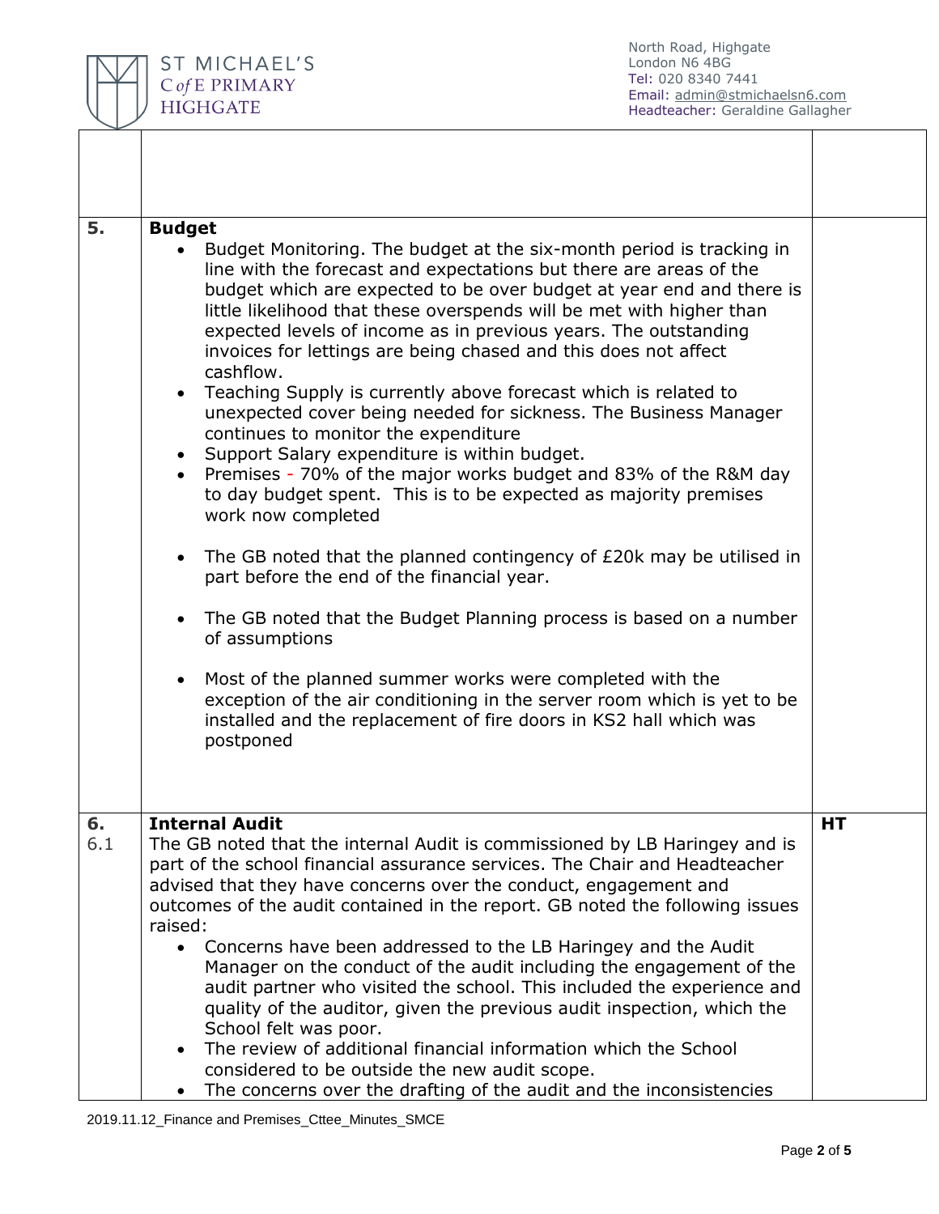| | | |
|---|---|---|
| | | |
| **5.** | **Budget**<br>• Budget Monitoring. The budget at the six-month period is tracking in line with the forecast and expectations but there are areas of the budget which are expected to be over budget at year end and there is little likelihood that these overspends will be met with higher than expected levels of income as in previous years. The outstanding invoices for lettings are being chased and this does not affect cashflow.<br>• Teaching Supply is currently above forecast which is related to unexpected cover being needed for sickness. The Business Manager continues to monitor the expenditure<br>• Support Salary expenditure is within budget.<br>• Premises - 70% of the major works budget and 83% of the R&M day to day budget spent. This is to be expected as majority premises work now completed<br>• The GB noted that the planned contingency of £20k may be utilised in part before the end of the financial year.<br>• The GB noted that the Budget Planning process is based on a number of assumptions<br>• Most of the planned summer works were completed with the exception of the air conditioning in the server room which is yet to be installed and the replacement of fire doors in KS2 hall which was postponed | |
| **6.**<br>6.1 | **Internal Audit**<br>The GB noted that the internal Audit is commissioned by LB Haringey and is part of the school financial assurance services. The Chair and Headteacher advised that they have concerns over the conduct, engagement and outcomes of the audit contained in the report. GB noted the following issues raised:<br>• Concerns have been addressed to the LB Haringey and the Audit Manager on the conduct of the audit including the engagement of the audit partner who visited the school. This included the experience and quality of the auditor, given the previous audit inspection, which the School felt was poor.<br>• The review of additional financial information which the School considered to be outside the new audit scope.<br>• The concerns over the drafting of the audit and the inconsistencies | **HT** |

2019.11.12_Finance and Premises_Cttee_Minutes_SMCE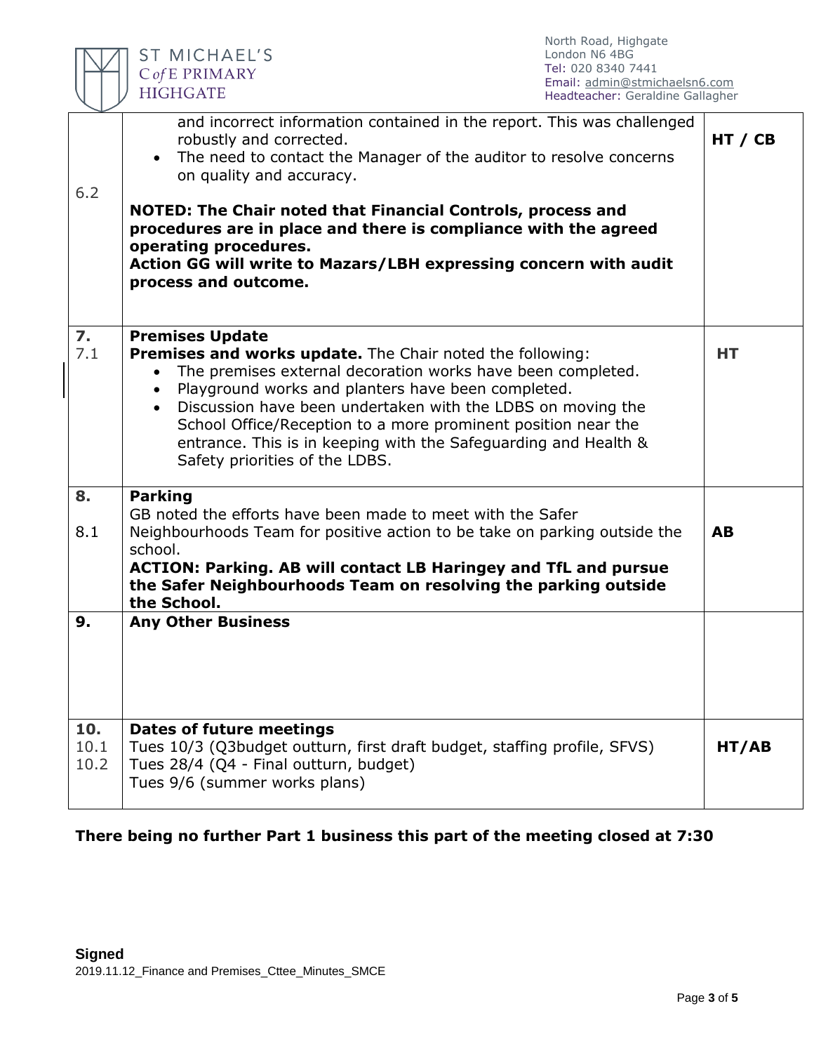| | | |
|---|---|---|
| 6.2 | and incorrect information contained in the report. This was challenged robustly and corrected.<br>• The need to contact the Manager of the auditor to resolve concerns on quality and accuracy.<br><br>**NOTED: The Chair noted that Financial Controls, process and procedures are in place and there is compliance with the agreed operating procedures.**<br>**Action GG will write to Mazars/LBH expressing concern with audit process and outcome.** | **HT / CB** |
| **7.**<br>7.1 | **Premises Update**<br>**Premises and works update.** The Chair noted the following:<br>• The premises external decoration works have been completed.<br>• Playground works and planters have been completed.<br>• Discussion have been undertaken with the LDBS on moving the School Office/Reception to a more prominent position near the entrance. This is in keeping with the Safeguarding and Health & Safety priorities of the LDBS. | **HT** |
| **8.**<br><br>8.1 | **Parking**<br>GB noted the efforts have been made to meet with the Safer Neighbourhoods Team for positive action to be take on parking outside the school.<br>**ACTION: Parking. AB will contact LB Haringey and TfL and pursue the Safer Neighbourhoods Team on resolving the parking outside the School.** | **AB** |
| **9.** | **Any Other Business** | |
| **10.**<br>10.1<br>10.2 | **Dates of future meetings**<br>Tues 10/3 (Q3budget outturn, first draft budget, staffing profile, SFVS)<br>Tues 28/4 (Q4 - Final outturn, budget)<br>Tues 9/6 (summer works plans) | **HT/AB** |

**There being no further Part 1 business this part of the meeting closed at 7:30**

**Signed**

2019.11.12_Finance and Premises_Cttee_Minutes_SMCE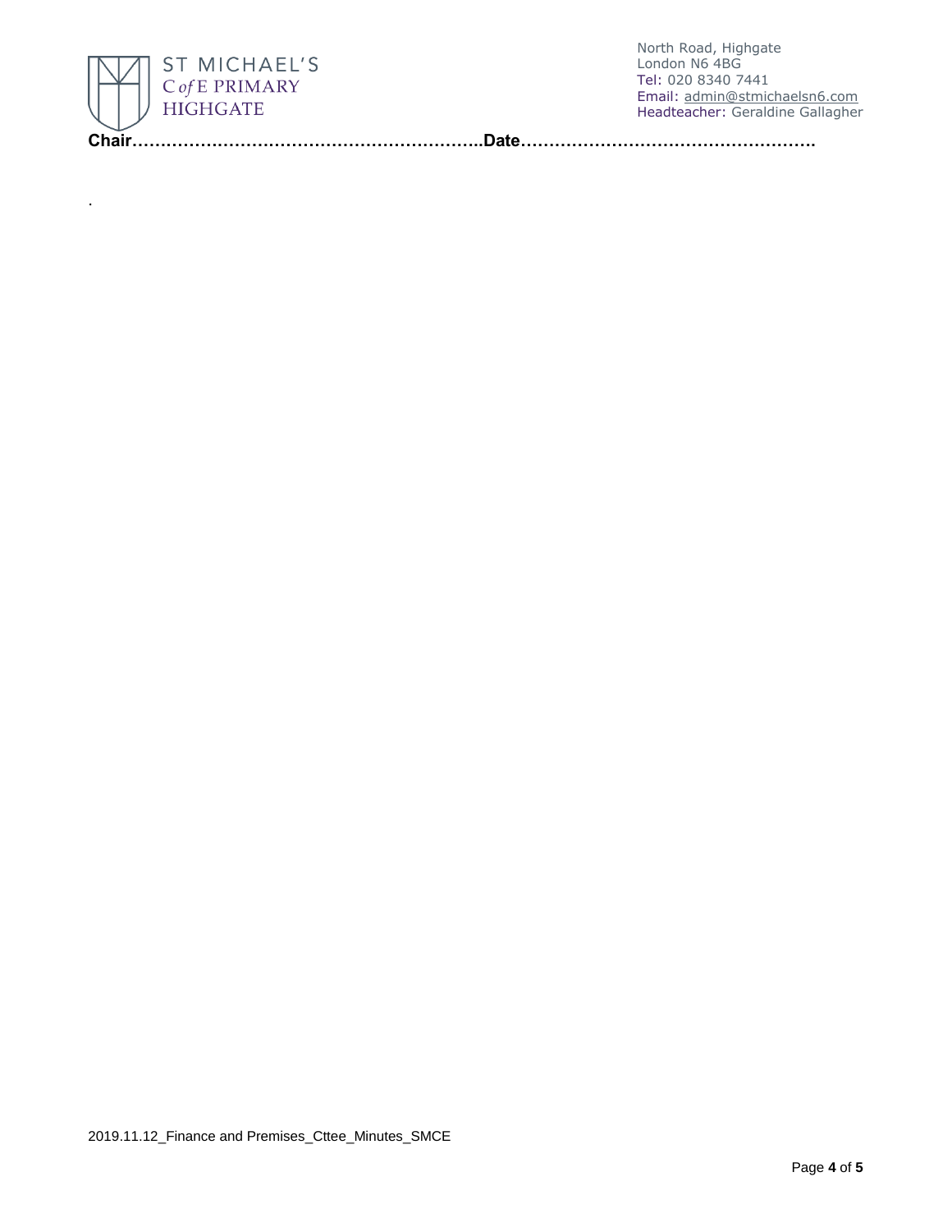**Chair……………………………………………………..Date…………………………………………….**

.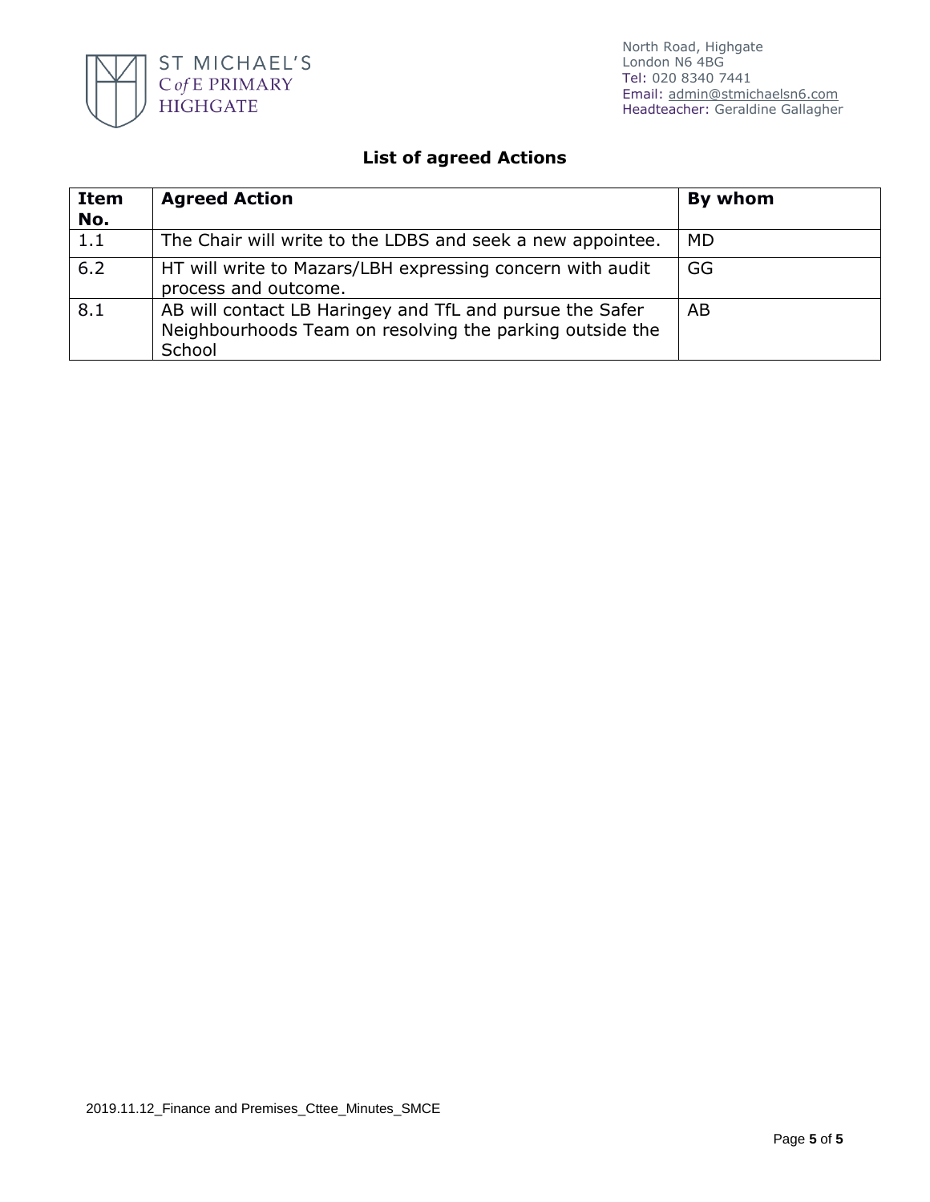ST MICHAEL'S
C of E PRIMARY
HIGHGATE

North Road, Highgate
London N6 4BG
Tel: 020 8340 7441
Email: admin@stmichaelsn6.com
Headteacher: Geraldine Gallagher

## List of agreed Actions

| Item No. | Agreed Action | By whom |
| --- | --- | --- |
| 1.1 | The Chair will write to the LDBS and seek a new appointee. | MD |
| 6.2 | HT will write to Mazars/LBH expressing concern with audit process and outcome. | GG |
| 8.1 | AB will contact LB Haringey and TfL and pursue the Safer Neighbourhoods Team on resolving the parking outside the School | AB |

2019.11.12_Finance and Premises_Cttee_Minutes_SMCE